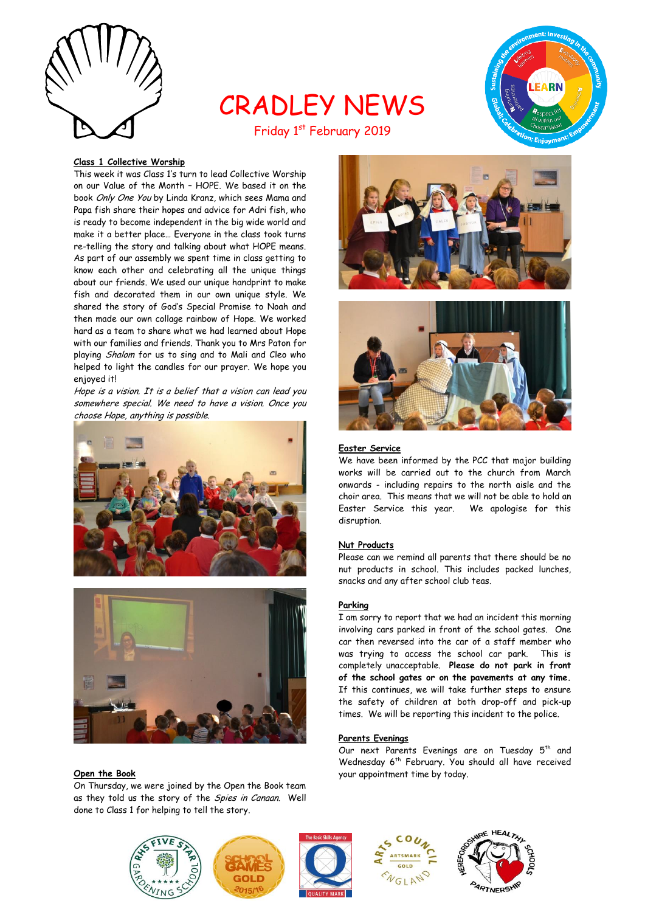# CRADLEY NEWS

Friday 1st February 2019

### Class 1 Collective Worship

This week it was Class 1's turn to lead Collective Worship on our Value of the Month – HOPE. We based it on the book *Only One You* by Linda Kranz, which sees Mama and Papa fish share their hopes and advice for Adri fish, who is ready to become independent in the big wide world and make it a better place… Everyone in the class took turns re-telling the story and talking about what HOPE means. As part of our assembly we spent time in class getting to know each other and celebrating all the unique things about our friends. We used our unique handprint to make fish and decorated them in our own unique style. We shared the story of God's Special Promise to Noah and then made our own collage rainbow of Hope. We worked hard as a team to share what we had learned about Hope with our families and friends. Thank you to Mrs Paton for playing *Shalom* for us to sing and to Mali and Cleo who helped to light the candles for our prayer. We hope you enjoyed it!

*Hope is a vision. It is a belief that a vision can lead you somewhere special. We need to have a vision. Once you choose Hope, anything is possible.*

### Open the Book

On Thursday, we were joined by the Open the Book team as they told us the story of the *Spies in Canaan*. Well done to Class 1 for helping to tell the story.

### Easter Service

We have been informed by the PCC that major building works will be carried out to the church from March onwards - including repairs to the north aisle and the choir area. This means that we will not be able to hold an Easter Service this year. We apologise for this disruption.

### Nut Products

Please can we remind all parents that there should be no nut products in school. This includes packed lunches, snacks and any after school club teas.

### Parking

I am sorry to report that we had an incident this morning involving cars parked in front of the school gates. One car then reversed into the car of a staff member who was trying to access the school car park. This is completely unacceptable. **Please do not park in front of the school gates or on the pavements at any time.** If this continues, we will take further steps to ensure the safety of children at both drop-off and pick-up times. We will be reporting this incident to the police.

### Parents Evenings

Our next Parents Evenings are on Tuesday 5th and Wednesday 6th February. You should all have received your appointment time by today.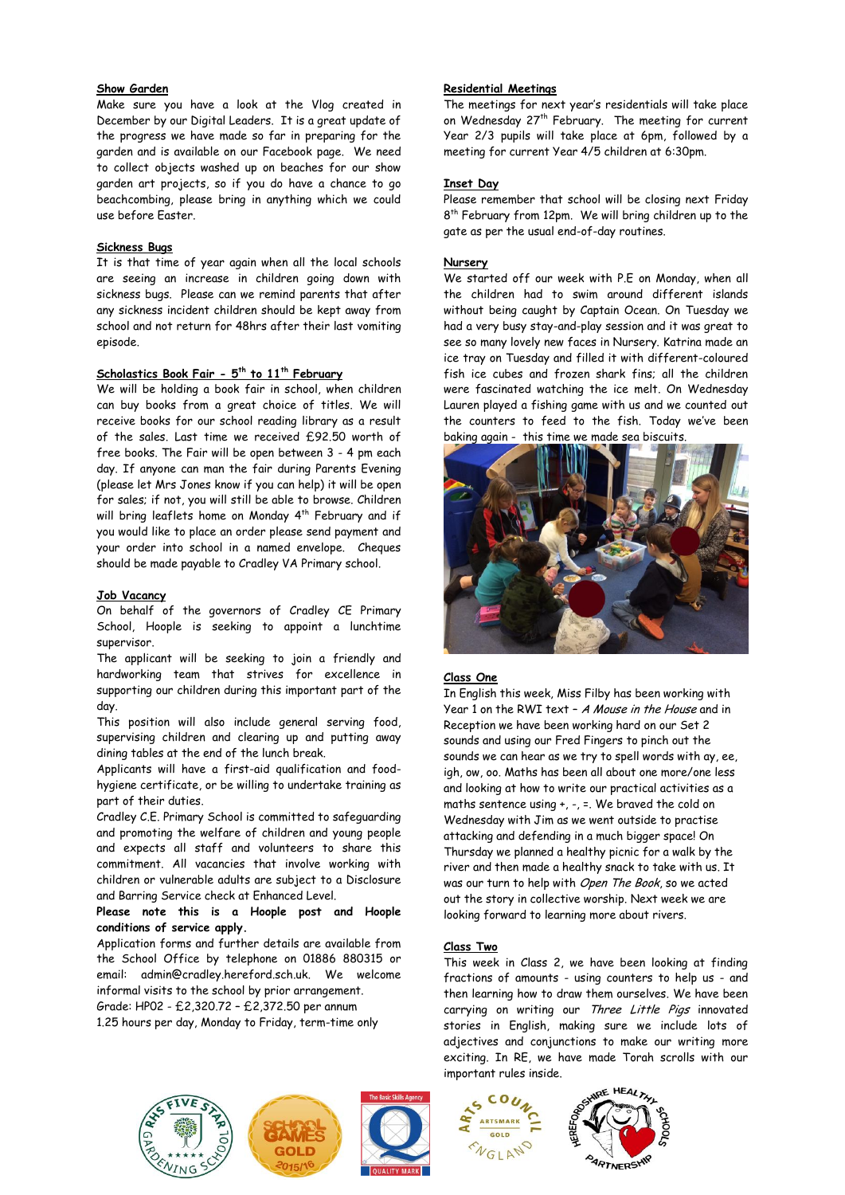**Show Garden**

Make sure you have a look at the Vlog created in December by our Digital Leaders. It is a great update of the progress we have made so far in preparing for the garden and is available on our Facebook page. We need to collect objects washed up on beaches for our show garden art projects, so if you do have a chance to go beachcombing, please bring in anything which we could use before Easter.

**Sickness Bugs**

It is that time of year again when all the local schools are seeing an increase in children going down with sickness bugs. Please can we remind parents that after any sickness incident children should be kept away from school and not return for 48hrs after their last vomiting episode.

**Scholastics Book Fair - 5th to 11th February**

We will be holding a book fair in school, when children can buy books from a great choice of titles. We will receive books for our school reading library as a result of the sales. Last time we received £92.50 worth of free books. The Fair will be open between 3 - 4 pm each day. If anyone can man the fair during Parents Evening (please let Mrs Jones know if you can help) it will be open for sales; if not, you will still be able to browse. Children will bring leaflets home on Monday 4th February and if you would like to place an order please send payment and your order into school in a named envelope. Cheques should be made payable to Cradley VA Primary school.

**Job Vacancy**

On behalf of the governors of Cradley CE Primary School, Hoople is seeking to appoint a lunchtime supervisor.

The applicant will be seeking to join a friendly and hardworking team that strives for excellence in supporting our children during this important part of the day.

This position will also include general serving food, supervising children and clearing up and putting away dining tables at the end of the lunch break.

Applicants will have a first-aid qualification and food-hygiene certificate, or be willing to undertake training as part of their duties.

Cradley C.E. Primary School is committed to safeguarding and promoting the welfare of children and young people and expects all staff and volunteers to share this commitment. All vacancies that involve working with children or vulnerable adults are subject to a Disclosure and Barring Service check at Enhanced Level.

**Please note this is a Hoople post and Hoople conditions of service apply.**

Application forms and further details are available from the School Office by telephone on 01886 880315 or email: admin@cradley.hereford.sch.uk. We welcome informal visits to the school by prior arrangement.

Grade: HP02 - £2,320.72 – £2,372.50 per annum

1.25 hours per day, Monday to Friday, term-time only

**Residential Meetings**

The meetings for next year's residentials will take place on Wednesday 27th February. The meeting for current Year 2/3 pupils will take place at 6pm, followed by a meeting for current Year 4/5 children at 6:30pm.

**Inset Day**

Please remember that school will be closing next Friday 8th February from 12pm. We will bring children up to the gate as per the usual end-of-day routines.

**Nursery**

We started off our week with P.E on Monday, when all the children had to swim around different islands without being caught by Captain Ocean. On Tuesday we had a very busy stay-and-play session and it was great to see so many lovely new faces in Nursery. Katrina made an ice tray on Tuesday and filled it with different-coloured fish ice cubes and frozen shark fins; all the children were fascinated watching the ice melt. On Wednesday Lauren played a fishing game with us and we counted out the counters to feed to the fish. Today we've been baking again - this time we made sea biscuits.

**Class One**

In English this week, Miss Filby has been working with Year 1 on the RWI text – *A Mouse in the House* and in Reception we have been working hard on our Set 2 sounds and using our Fred Fingers to pinch out the sounds we can hear as we try to spell words with ay, ee, igh, ow, oo. Maths has been all about one more/one less and looking at how to write our practical activities as a maths sentence using +, -, =. We braved the cold on Wednesday with Jim as we went outside to practise attacking and defending in a much bigger space! On Thursday we planned a healthy picnic for a walk by the river and then made a healthy snack to take with us. It was our turn to help with *Open The Book*, so we acted out the story in collective worship. Next week we are looking forward to learning more about rivers.

**Class Two**

This week in Class 2, we have been looking at finding fractions of amounts - using counters to help us - and then learning how to draw them ourselves. We have been carrying on writing our *Three Little Pigs* innovated stories in English, making sure we include lots of adjectives and conjunctions to make our writing more exciting. In RE, we have made Torah scrolls with our important rules inside.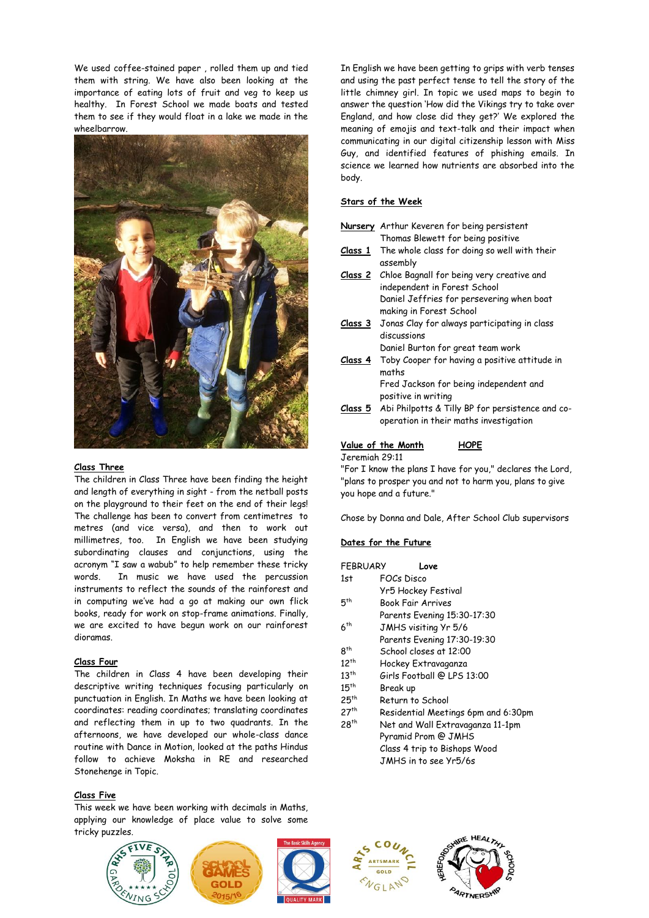We used coffee-stained paper , rolled them up and tied them with string. We have also been looking at the importance of eating lots of fruit and veg to keep us healthy. In Forest School we made boats and tested them to see if they would float in a lake we made in the wheelbarrow.

**Class Three**

The children in Class Three have been finding the height and length of everything in sight - from the netball posts on the playground to their feet on the end of their legs! The challenge has been to convert from centimetres to metres (and vice versa), and then to work out millimetres, too. In English we have been studying subordinating clauses and conjunctions, using the acronym "I saw a wabub" to help remember these tricky words. In music we have used the percussion instruments to reflect the sounds of the rainforest and in computing we've had a go at making our own flick books, ready for work on stop-frame animations. Finally, we are excited to have begun work on our rainforest dioramas.

**Class Four**

The children in Class 4 have been developing their descriptive writing techniques focusing particularly on punctuation in English. In Maths we have been looking at coordinates: reading coordinates; translating coordinates and reflecting them in up to two quadrants. In the afternoons, we have developed our whole-class dance routine with Dance in Motion, looked at the paths Hindus follow to achieve Moksha in RE and researched Stonehenge in Topic.

**Class Five**

This week we have been working with decimals in Maths, applying our knowledge of place value to solve some tricky puzzles.

In English we have been getting to grips with verb tenses and using the past perfect tense to tell the story of the little chimney girl. In topic we used maps to begin to answer the question 'How did the Vikings try to take over England, and how close did they get?' We explored the meaning of emojis and text-talk and their impact when communicating in our digital citizenship lesson with Miss Guy, and identified features of phishing emails. In science we learned how nutrients are absorbed into the body.

**Stars of the Week**

**Nursery** Arthur Keveren for being persistent
Thomas Blewett for being positive

**Class 1** The whole class for doing so well with their assembly

**Class 2** Chloe Bagnall for being very creative and independent in Forest School
Daniel Jeffries for persevering when boat making in Forest School

**Class 3** Jonas Clay for always participating in class discussions
Daniel Burton for great team work

**Class 4** Toby Cooper for having a positive attitude in maths
Fred Jackson for being independent and positive in writing

**Class 5** Abi Philpotts & Tilly BP for persistence and co-operation in their maths investigation

**Value of the Month** **HOPE**

Jeremiah 29:11

"For I know the plans I have for you," declares the Lord, "plans to prosper you and not to harm you, plans to give you hope and a future."

Chose by Donna and Dale, After School Club supervisors

**Dates for the Future**

| FEBRUARY | **Love** |
|---|---|
| 1st | FOCs Disco<br>Yr5 Hockey Festival |
| 5th | Book Fair Arrives<br>Parents Evening 15:30-17:30 |
| 6th | JMHS visiting Yr 5/6<br>Parents Evening 17:30-19:30 |
| 8th | School closes at 12:00 |
| 12th | Hockey Extravaganza |
| 13th | Girls Football @ LPS 13:00 |
| 15th | Break up |
| 25th | Return to School |
| 27th | Residential Meetings 6pm and 6:30pm |
| 28th | Net and Wall Extravaganza 11-1pm<br>Pyramid Prom @ JMHS<br>Class 4 trip to Bishops Wood<br>JMHS in to see Yr5/6s |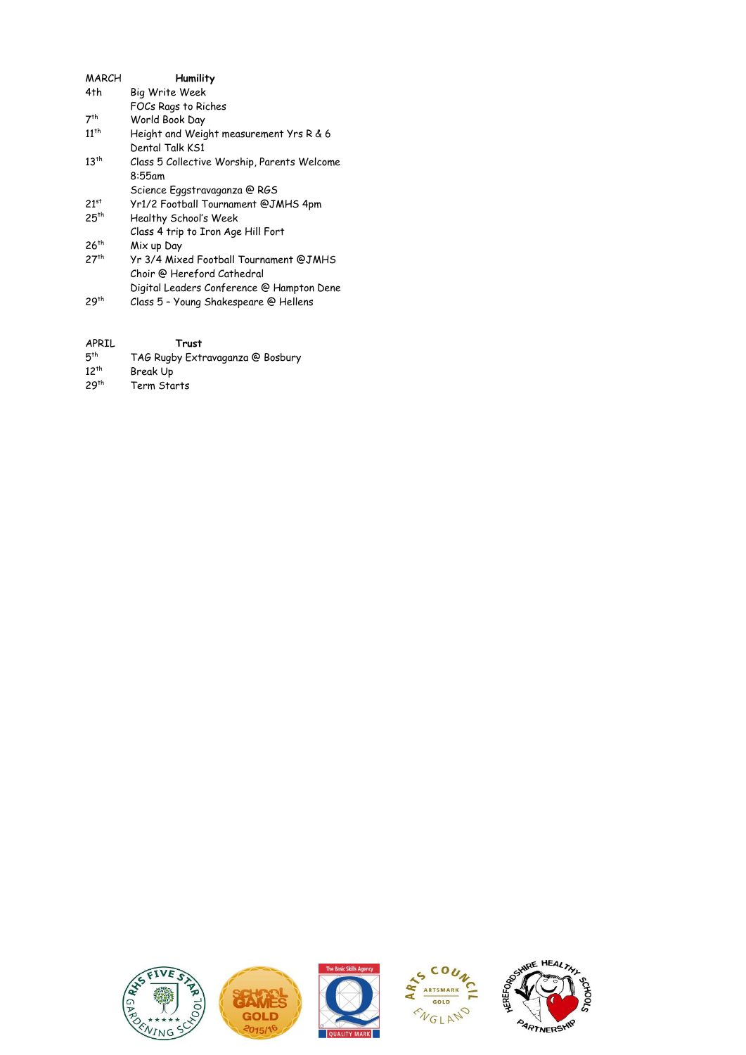| MARCH | **Humility** |
|---|---|
| 4th | Big Write Week |
| | FOCs Rags to Riches |
| 7th | World Book Day |
| 11th | Height and Weight measurement Yrs R & 6 |
| | Dental Talk KS1 |
| 13th | Class 5 Collective Worship, Parents Welcome 8:55am |
| | Science Eggstravaganza @ RGS |
| 21st | Yr1/2 Football Tournament @JMHS 4pm |
| 25th | Healthy School's Week |
| | Class 4 trip to Iron Age Hill Fort |
| 26th | Mix up Day |
| 27th | Yr 3/4 Mixed Football Tournament @JMHS |
| | Choir @ Hereford Cathedral |
| | Digital Leaders Conference @ Hampton Dene |
| 29th | Class 5 – Young Shakespeare @ Hellens |

| APRIL | **Trust** |
|---|---|
| 5th | TAG Rugby Extravaganza @ Bosbury |
| 12th | Break Up |
| 29th | Term Starts |